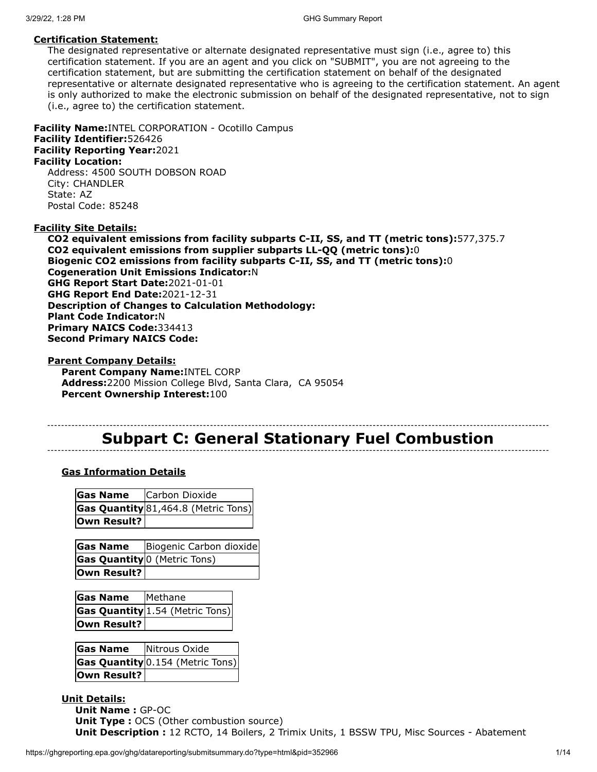**Certification Statement:**

The designated representative or alternate designated representative must sign (i.e., agree to) this certification statement. If you are an agent and you click on "SUBMIT", you are not agreeing to the certification statement, but are submitting the certification statement on behalf of the designated representative or alternate designated representative who is agreeing to the certification statement. An agent is only authorized to make the electronic submission on behalf of the designated representative, not to sign (i.e., agree to) the certification statement.

**Facility Name:** INTEL CORPORATION - Ocotillo Campus
**Facility Identifier:** 526426
**Facility Reporting Year:** 2021
**Facility Location:**
Address: 4500 SOUTH DOBSON ROAD
City: CHANDLER
State: AZ
Postal Code: 85248

**Facility Site Details:**
**CO2 equivalent emissions from facility subparts C-II, SS, and TT (metric tons):** 577,375.7
**CO2 equivalent emissions from supplier subparts LL-QQ (metric tons):** 0
**Biogenic CO2 emissions from facility subparts C-II, SS, and TT (metric tons):** 0
**Cogeneration Unit Emissions Indicator:** N
**GHG Report Start Date:** 2021-01-01
**GHG Report End Date:** 2021-12-31
**Description of Changes to Calculation Methodology:**
**Plant Code Indicator:** N
**Primary NAICS Code:** 334413
**Second Primary NAICS Code:**

**Parent Company Details:**
**Parent Company Name:** INTEL CORP
**Address:** 2200 Mission College Blvd, Santa Clara, CA 95054
**Percent Ownership Interest:** 100

# Subpart C: General Stationary Fuel Combustion

**Gas Information Details**

| Gas Name | Carbon Dioxide |
|---|---|
| Gas Quantity | 81,464.8 (Metric Tons) |
| Own Result? | |

| Gas Name | Biogenic Carbon dioxide |
|---|---|
| Gas Quantity | 0 (Metric Tons) |
| Own Result? | |

| Gas Name | Methane |
|---|---|
| Gas Quantity | 1.54 (Metric Tons) |
| Own Result? | |

| Gas Name | Nitrous Oxide |
|---|---|
| Gas Quantity | 0.154 (Metric Tons) |
| Own Result? | |

**Unit Details:**
**Unit Name :** GP-OC
**Unit Type :** OCS (Other combustion source)
**Unit Description :** 12 RCTO, 14 Boilers, 2 Trimix Units, 1 BSSW TPU, Misc Sources - Abatement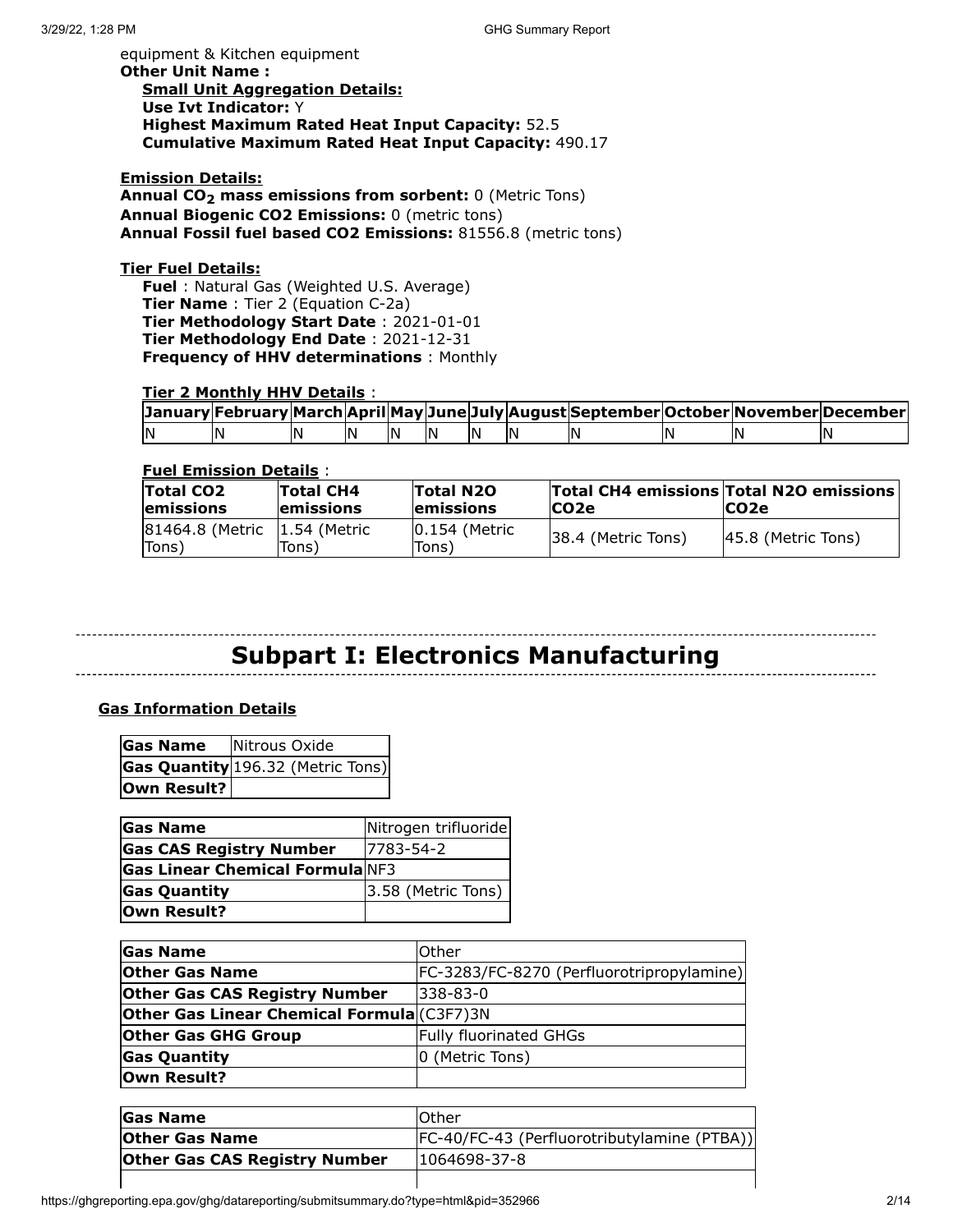equipment & Kitchen equipment

**Other Unit Name :**

**Small Unit Aggregation Details:**

**Use Ivt Indicator:** Y

**Highest Maximum Rated Heat Input Capacity:** 52.5

**Cumulative Maximum Rated Heat Input Capacity:** 490.17

**Emission Details:**

**Annual $CO_2$ mass emissions from sorbent:** 0 (Metric Tons)

**Annual Biogenic CO2 Emissions:** 0 (metric tons)

**Annual Fossil fuel based CO2 Emissions:** 81556.8 (metric tons)

**Tier Fuel Details:**

**Fuel** : Natural Gas (Weighted U.S. Average)

**Tier Name** : Tier 2 (Equation C-2a)

**Tier Methodology Start Date** : 2021-01-01

**Tier Methodology End Date** : 2021-12-31

**Frequency of HHV determinations** : Monthly

**Tier 2 Monthly HHV Details** :

| January | February | March | April | May | June | July | August | September | October | November | December |
|---|---|---|---|---|---|---|---|---|---|---|---|
| N | N | N | N | N | N | N | N | N | N | N | N |

**Fuel Emission Details** :

| Total CO2 emissions | Total CH4 emissions | Total N2O emissions | Total CH4 emissions CO2e | Total N2O emissions CO2e |
|---|---|---|---|---|
| 81464.8 (Metric Tons) | 1.54 (Metric Tons) | 0.154 (Metric Tons) | 38.4 (Metric Tons) | 45.8 (Metric Tons) |

# Subpart I: Electronics Manufacturing

**Gas Information Details**

| **Gas Name** | Nitrous Oxide |
|---|---|
| **Gas Quantity** | 196.32 (Metric Tons) |
| **Own Result?** | |

| **Gas Name** | Nitrogen trifluoride |
|---|---|
| **Gas CAS Registry Number** | 7783-54-2 |
| **Gas Linear Chemical Formula** | NF3 |
| **Gas Quantity** | 3.58 (Metric Tons) |
| **Own Result?** | |

| **Gas Name** | Other |
|---|---|
| **Other Gas Name** | FC-3283/FC-8270 (Perfluorotripropylamine) |
| **Other Gas CAS Registry Number** | 338-83-0 |
| **Other Gas Linear Chemical Formula** | (C3F7)3N |
| **Other Gas GHG Group** | Fully fluorinated GHGs |
| **Gas Quantity** | 0 (Metric Tons) |
| **Own Result?** | |

| **Gas Name** | Other |
|---|---|
| **Other Gas Name** | FC-40/FC-43 (Perfluorotributylamine (PTBA)) |
| **Other Gas CAS Registry Number** | 1064698-37-8 |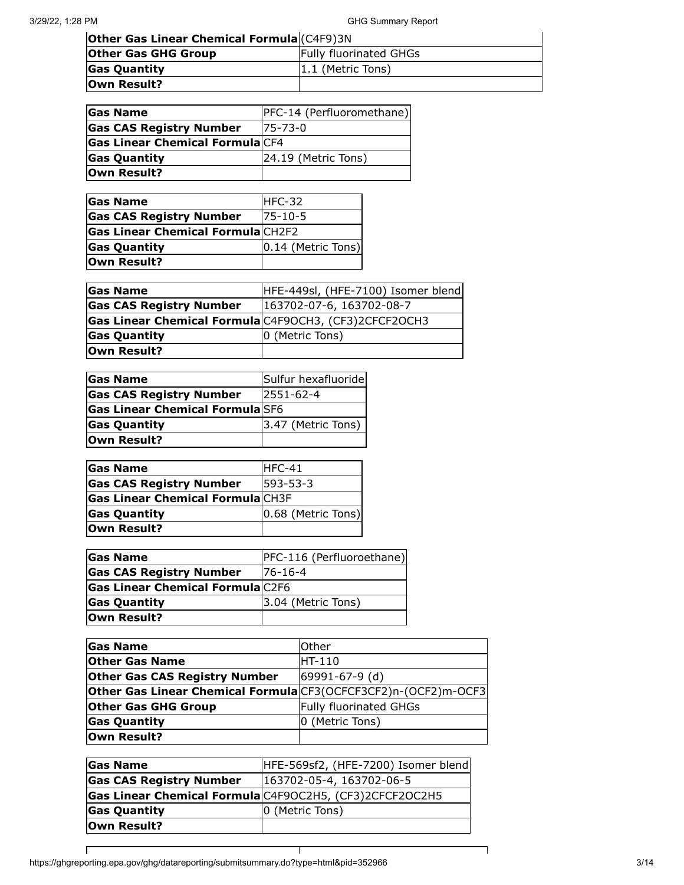| | |
|---|---|
| **Other Gas Linear Chemical Formula** | (C4F9)3N |
| **Other Gas GHG Group** | Fully fluorinated GHGs |
| **Gas Quantity** | 1.1 (Metric Tons) |
| **Own Result?** | |

| | |
|---|---|
| **Gas Name** | PFC-14 (Perfluoromethane) |
| **Gas CAS Registry Number** | 75-73-0 |
| **Gas Linear Chemical Formula** | CF4 |
| **Gas Quantity** | 24.19 (Metric Tons) |
| **Own Result?** | |

| | |
|---|---|
| **Gas Name** | HFC-32 |
| **Gas CAS Registry Number** | 75-10-5 |
| **Gas Linear Chemical Formula** | CH2F2 |
| **Gas Quantity** | 0.14 (Metric Tons) |
| **Own Result?** | |

| | |
|---|---|
| **Gas Name** | HFE-449sl, (HFE-7100) Isomer blend |
| **Gas CAS Registry Number** | 163702-07-6, 163702-08-7 |
| **Gas Linear Chemical Formula** | C4F9OCH3, (CF3)2CFCF2OCH3 |
| **Gas Quantity** | 0 (Metric Tons) |
| **Own Result?** | |

| | |
|---|---|
| **Gas Name** | Sulfur hexafluoride |
| **Gas CAS Registry Number** | 2551-62-4 |
| **Gas Linear Chemical Formula** | SF6 |
| **Gas Quantity** | 3.47 (Metric Tons) |
| **Own Result?** | |

| | |
|---|---|
| **Gas Name** | HFC-41 |
| **Gas CAS Registry Number** | 593-53-3 |
| **Gas Linear Chemical Formula** | CH3F |
| **Gas Quantity** | 0.68 (Metric Tons) |
| **Own Result?** | |

| | |
|---|---|
| **Gas Name** | PFC-116 (Perfluoroethane) |
| **Gas CAS Registry Number** | 76-16-4 |
| **Gas Linear Chemical Formula** | C2F6 |
| **Gas Quantity** | 3.04 (Metric Tons) |
| **Own Result?** | |

| | |
|---|---|
| **Gas Name** | Other |
| **Other Gas Name** | HT-110 |
| **Other Gas CAS Registry Number** | 69991-67-9 (d) |
| **Other Gas Linear Chemical Formula** | CF3(OCFCF3CF2)n-(OCF2)m-OCF3 |
| **Other Gas GHG Group** | Fully fluorinated GHGs |
| **Gas Quantity** | 0 (Metric Tons) |
| **Own Result?** | |

| | |
|---|---|
| **Gas Name** | HFE-569sf2, (HFE-7200) Isomer blend |
| **Gas CAS Registry Number** | 163702-05-4, 163702-06-5 |
| **Gas Linear Chemical Formula** | C4F9OC2H5, (CF3)2CFCF2OC2H5 |
| **Gas Quantity** | 0 (Metric Tons) |
| **Own Result?** | |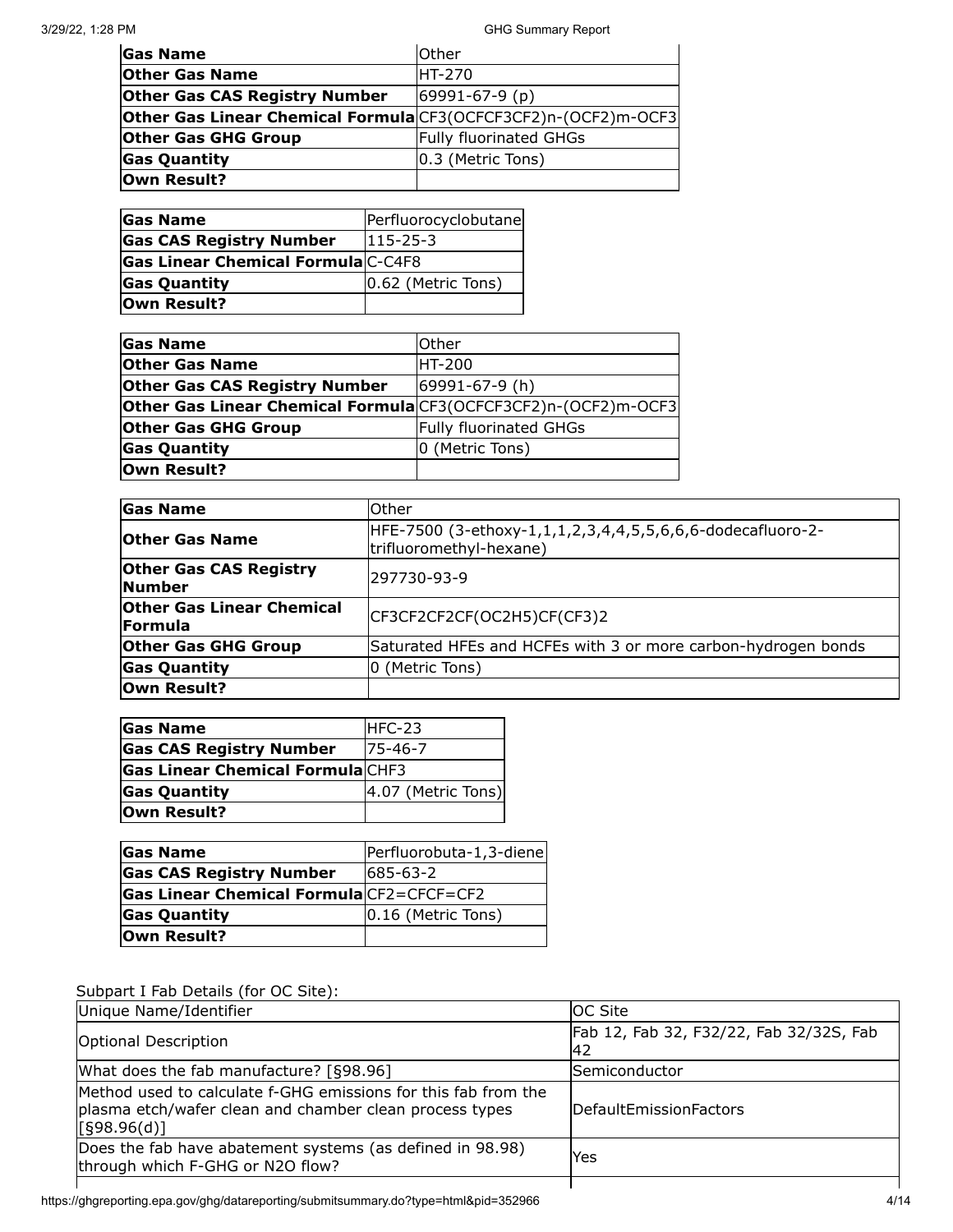| Gas Name | Other |
|---|---|
| Other Gas Name | HT-270 |
| Other Gas CAS Registry Number | 69991-67-9 (p) |
| Other Gas Linear Chemical Formula | CF3(OCFCF3CF2)n-(OCF2)m-OCF3 |
| Other Gas GHG Group | Fully fluorinated GHGs |
| Gas Quantity | 0.3 (Metric Tons) |
| Own Result? | |

| Gas Name | Perfluorocyclobutane |
|---|---|
| Gas CAS Registry Number | 115-25-3 |
| Gas Linear Chemical Formula | C-C4F8 |
| Gas Quantity | 0.62 (Metric Tons) |
| Own Result? | |

| Gas Name | Other |
|---|---|
| Other Gas Name | HT-200 |
| Other Gas CAS Registry Number | 69991-67-9 (h) |
| Other Gas Linear Chemical Formula | CF3(OCFCF3CF2)n-(OCF2)m-OCF3 |
| Other Gas GHG Group | Fully fluorinated GHGs |
| Gas Quantity | 0 (Metric Tons) |
| Own Result? | |

| Gas Name | Other |
|---|---|
| Other Gas Name | HFE-7500 (3-ethoxy-1,1,1,2,3,4,4,5,5,6,6,6-dodecafluoro-2-trifluoromethyl-hexane) |
| Other Gas CAS Registry Number | 297730-93-9 |
| Other Gas Linear Chemical Formula | CF3CF2CF2CF(OC2H5)CF(CF3)2 |
| Other Gas GHG Group | Saturated HFEs and HCFEs with 3 or more carbon-hydrogen bonds |
| Gas Quantity | 0 (Metric Tons) |
| Own Result? | |

| Gas Name | HFC-23 |
|---|---|
| Gas CAS Registry Number | 75-46-7 |
| Gas Linear Chemical Formula | CHF3 |
| Gas Quantity | 4.07 (Metric Tons) |
| Own Result? | |

| Gas Name | Perfluorobuta-1,3-diene |
|---|---|
| Gas CAS Registry Number | 685-63-2 |
| Gas Linear Chemical Formula | CF2=CFCF=CF2 |
| Gas Quantity | 0.16 (Metric Tons) |
| Own Result? | |

Subpart I Fab Details (for OC Site):

| Unique Name/Identifier | OC Site |
|---|---|
| Optional Description | Fab 12, Fab 32, F32/22, Fab 32/32S, Fab 42 |
| What does the fab manufacture? [§98.96] | Semiconductor |
| Method used to calculate f-GHG emissions for this fab from the plasma etch/wafer clean and chamber clean process types [§98.96(d)] | DefaultEmissionFactors |
| Does the fab have abatement systems (as defined in 98.98) through which F-GHG or N2O flow? | Yes |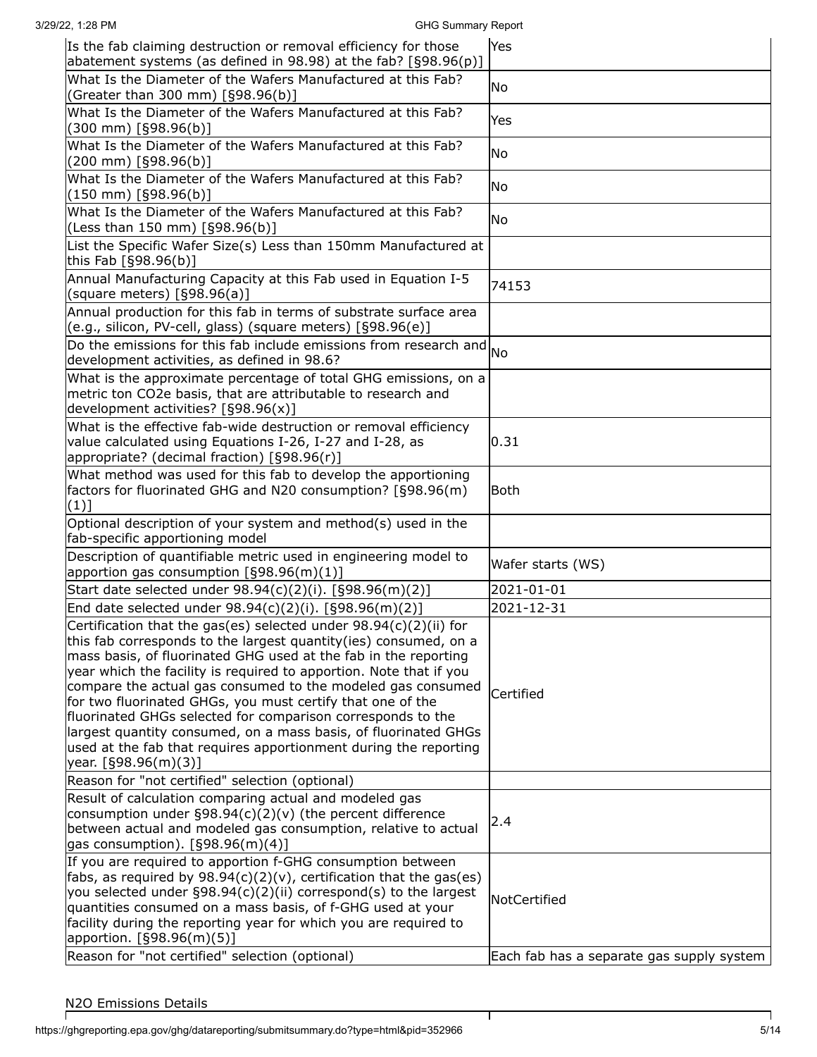| | |
|---|---|
| Is the fab claiming destruction or removal efficiency for those abatement systems (as defined in 98.98) at the fab? [§98.96(p)] | Yes |
| What Is the Diameter of the Wafers Manufactured at this Fab? (Greater than 300 mm) [§98.96(b)] | No |
| What Is the Diameter of the Wafers Manufactured at this Fab? (300 mm) [§98.96(b)] | Yes |
| What Is the Diameter of the Wafers Manufactured at this Fab? (200 mm) [§98.96(b)] | No |
| What Is the Diameter of the Wafers Manufactured at this Fab? (150 mm) [§98.96(b)] | No |
| What Is the Diameter of the Wafers Manufactured at this Fab? (Less than 150 mm) [§98.96(b)] | No |
| List the Specific Wafer Size(s) Less than 150mm Manufactured at this Fab [§98.96(b)] | |
| Annual Manufacturing Capacity at this Fab used in Equation I-5 (square meters) [§98.96(a)] | 74153 |
| Annual production for this fab in terms of substrate surface area (e.g., silicon, PV-cell, glass) (square meters) [§98.96(e)] | |
| Do the emissions for this fab include emissions from research and development activities, as defined in 98.6? | No |
| What is the approximate percentage of total GHG emissions, on a metric ton CO2e basis, that are attributable to research and development activities? [§98.96(x)] | |
| What is the effective fab-wide destruction or removal efficiency value calculated using Equations I-26, I-27 and I-28, as appropriate? (decimal fraction) [§98.96(r)] | 0.31 |
| What method was used for this fab to develop the apportioning factors for fluorinated GHG and N20 consumption? [§98.96(m)(1)] | Both |
| Optional description of your system and method(s) used in the fab-specific apportioning model | |
| Description of quantifiable metric used in engineering model to apportion gas consumption [§98.96(m)(1)] | Wafer starts (WS) |
| Start date selected under 98.94(c)(2)(i). [§98.96(m)(2)] | 2021-01-01 |
| End date selected under 98.94(c)(2)(i). [§98.96(m)(2)] | 2021-12-31 |
| Certification that the gas(es) selected under 98.94(c)(2)(ii) for this fab corresponds to the largest quantity(ies) consumed, on a mass basis, of fluorinated GHG used at the fab in the reporting year which the facility is required to apportion. Note that if you compare the actual gas consumed to the modeled gas consumed for two fluorinated GHGs, you must certify that one of the fluorinated GHGs selected for comparison corresponds to the largest quantity consumed, on a mass basis, of fluorinated GHGs used at the fab that requires apportionment during the reporting year. [§98.96(m)(3)] | Certified |
| Reason for "not certified" selection (optional) | |
| Result of calculation comparing actual and modeled gas consumption under §98.94(c)(2)(v) (the percent difference between actual and modeled gas consumption, relative to actual gas consumption). [§98.96(m)(4)] | 2.4 |
| If you are required to apportion f-GHG consumption between fabs, as required by 98.94(c)(2)(v), certification that the gas(es) you selected under §98.94(c)(2)(ii) correspond(s) to the largest quantities consumed on a mass basis, of f-GHG used at your facility during the reporting year for which you are required to apportion. [§98.96(m)(5)] | NotCertified |
| Reason for "not certified" selection (optional) | Each fab has a separate gas supply system |

N2O Emissions Details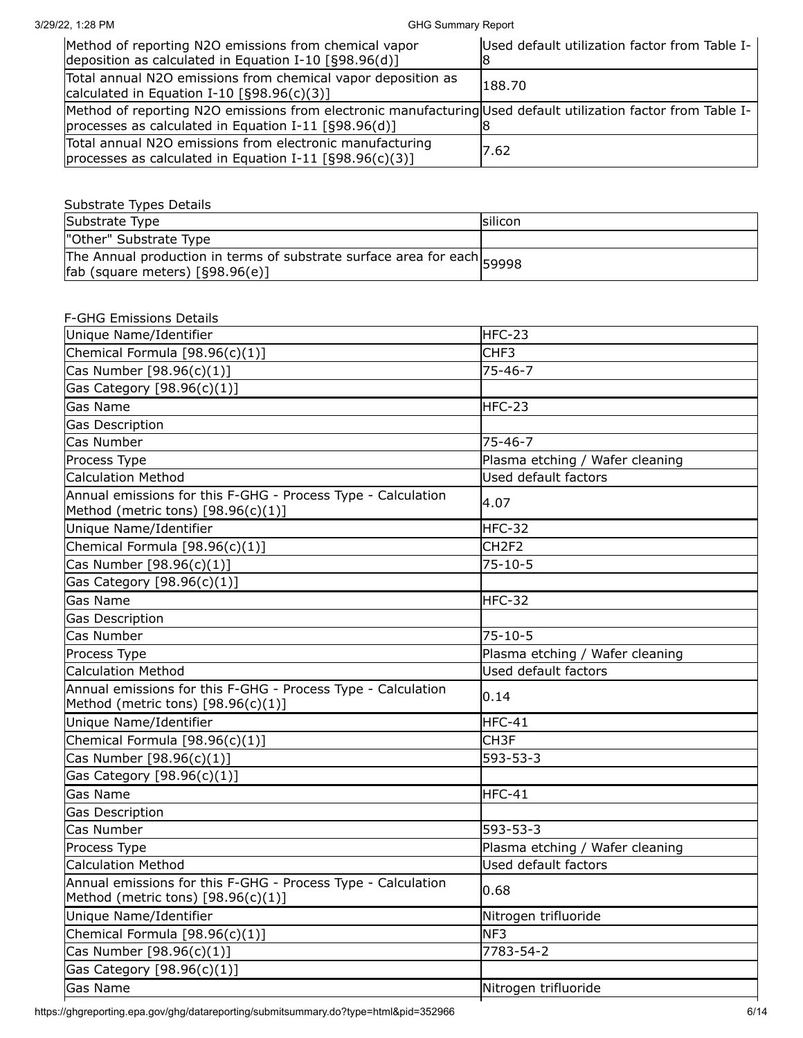| | |
|---|---|
| Method of reporting N2O emissions from chemical vapor deposition as calculated in Equation I-10 [§98.96(d)] | Used default utilization factor from Table I-8 |
| Total annual N2O emissions from chemical vapor deposition as calculated in Equation I-10 [§98.96(c)(3)] | 188.70 |
| Method of reporting N2O emissions from electronic manufacturing processes as calculated in Equation I-11 [§98.96(d)] | Used default utilization factor from Table I-8 |
| Total annual N2O emissions from electronic manufacturing processes as calculated in Equation I-11 [§98.96(c)(3)] | 7.62 |

Substrate Types Details

| | |
|---|---|
| Substrate Type | silicon |
| "Other" Substrate Type | |
| The Annual production in terms of substrate surface area for each fab (square meters) [§98.96(e)] | 59998 |

F-GHG Emissions Details

| | |
|---|---|
| Unique Name/Identifier | HFC-23 |
| Chemical Formula [98.96(c)(1)] | CHF3 |
| Cas Number [98.96(c)(1)] | 75-46-7 |
| Gas Category [98.96(c)(1)] | |
| Gas Name | HFC-23 |
| Gas Description | |
| Cas Number | 75-46-7 |
| Process Type | Plasma etching / Wafer cleaning |
| Calculation Method | Used default factors |
| Annual emissions for this F-GHG - Process Type - Calculation Method (metric tons) [98.96(c)(1)] | 4.07 |
| Unique Name/Identifier | HFC-32 |
| Chemical Formula [98.96(c)(1)] | CH2F2 |
| Cas Number [98.96(c)(1)] | 75-10-5 |
| Gas Category [98.96(c)(1)] | |
| Gas Name | HFC-32 |
| Gas Description | |
| Cas Number | 75-10-5 |
| Process Type | Plasma etching / Wafer cleaning |
| Calculation Method | Used default factors |
| Annual emissions for this F-GHG - Process Type - Calculation Method (metric tons) [98.96(c)(1)] | 0.14 |
| Unique Name/Identifier | HFC-41 |
| Chemical Formula [98.96(c)(1)] | CH3F |
| Cas Number [98.96(c)(1)] | 593-53-3 |
| Gas Category [98.96(c)(1)] | |
| Gas Name | HFC-41 |
| Gas Description | |
| Cas Number | 593-53-3 |
| Process Type | Plasma etching / Wafer cleaning |
| Calculation Method | Used default factors |
| Annual emissions for this F-GHG - Process Type - Calculation Method (metric tons) [98.96(c)(1)] | 0.68 |
| Unique Name/Identifier | Nitrogen trifluoride |
| Chemical Formula [98.96(c)(1)] | NF3 |
| Cas Number [98.96(c)(1)] | 7783-54-2 |
| Gas Category [98.96(c)(1)] | |
| Gas Name | Nitrogen trifluoride |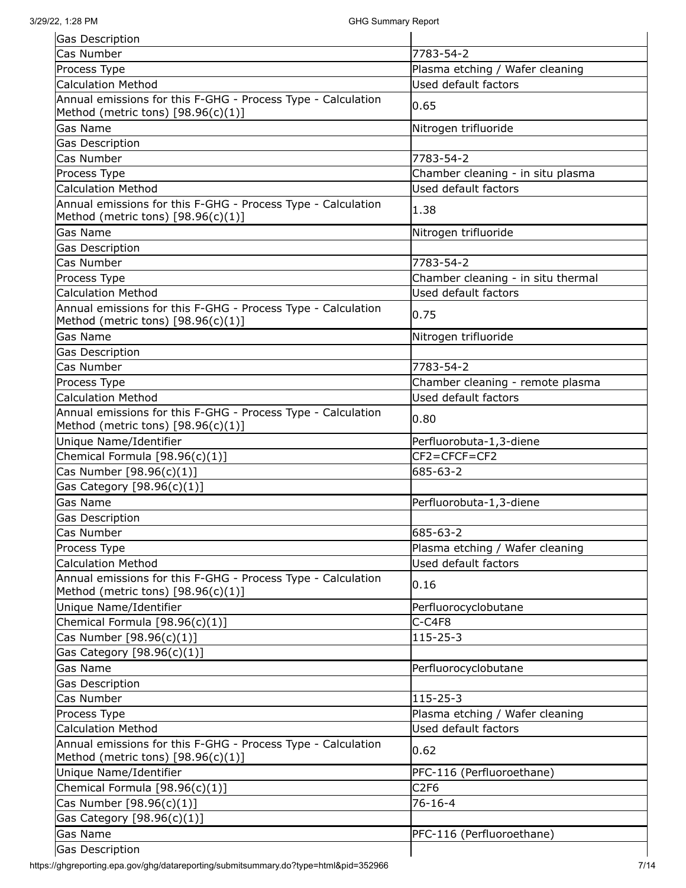| | |
|---|---|
| Gas Description | |
| Cas Number | 7783-54-2 |
| Process Type | Plasma etching / Wafer cleaning |
| Calculation Method | Used default factors |
| Annual emissions for this F-GHG - Process Type - Calculation Method (metric tons) [98.96(c)(1)] | 0.65 |
| Gas Name | Nitrogen trifluoride |
| Gas Description | |
| Cas Number | 7783-54-2 |
| Process Type | Chamber cleaning - in situ plasma |
| Calculation Method | Used default factors |
| Annual emissions for this F-GHG - Process Type - Calculation Method (metric tons) [98.96(c)(1)] | 1.38 |
| Gas Name | Nitrogen trifluoride |
| Gas Description | |
| Cas Number | 7783-54-2 |
| Process Type | Chamber cleaning - in situ thermal |
| Calculation Method | Used default factors |
| Annual emissions for this F-GHG - Process Type - Calculation Method (metric tons) [98.96(c)(1)] | 0.75 |
| Gas Name | Nitrogen trifluoride |
| Gas Description | |
| Cas Number | 7783-54-2 |
| Process Type | Chamber cleaning - remote plasma |
| Calculation Method | Used default factors |
| Annual emissions for this F-GHG - Process Type - Calculation Method (metric tons) [98.96(c)(1)] | 0.80 |
| Unique Name/Identifier | Perfluorobuta-1,3-diene |
| Chemical Formula [98.96(c)(1)] | CF2=CFCF=CF2 |
| Cas Number [98.96(c)(1)] | 685-63-2 |
| Gas Category [98.96(c)(1)] | |
| Gas Name | Perfluorobuta-1,3-diene |
| Gas Description | |
| Cas Number | 685-63-2 |
| Process Type | Plasma etching / Wafer cleaning |
| Calculation Method | Used default factors |
| Annual emissions for this F-GHG - Process Type - Calculation Method (metric tons) [98.96(c)(1)] | 0.16 |
| Unique Name/Identifier | Perfluorocyclobutane |
| Chemical Formula [98.96(c)(1)] | C-C4F8 |
| Cas Number [98.96(c)(1)] | 115-25-3 |
| Gas Category [98.96(c)(1)] | |
| Gas Name | Perfluorocyclobutane |
| Gas Description | |
| Cas Number | 115-25-3 |
| Process Type | Plasma etching / Wafer cleaning |
| Calculation Method | Used default factors |
| Annual emissions for this F-GHG - Process Type - Calculation Method (metric tons) [98.96(c)(1)] | 0.62 |
| Unique Name/Identifier | PFC-116 (Perfluoroethane) |
| Chemical Formula [98.96(c)(1)] | C2F6 |
| Cas Number [98.96(c)(1)] | 76-16-4 |
| Gas Category [98.96(c)(1)] | |
| Gas Name | PFC-116 (Perfluoroethane) |
| Gas Description | |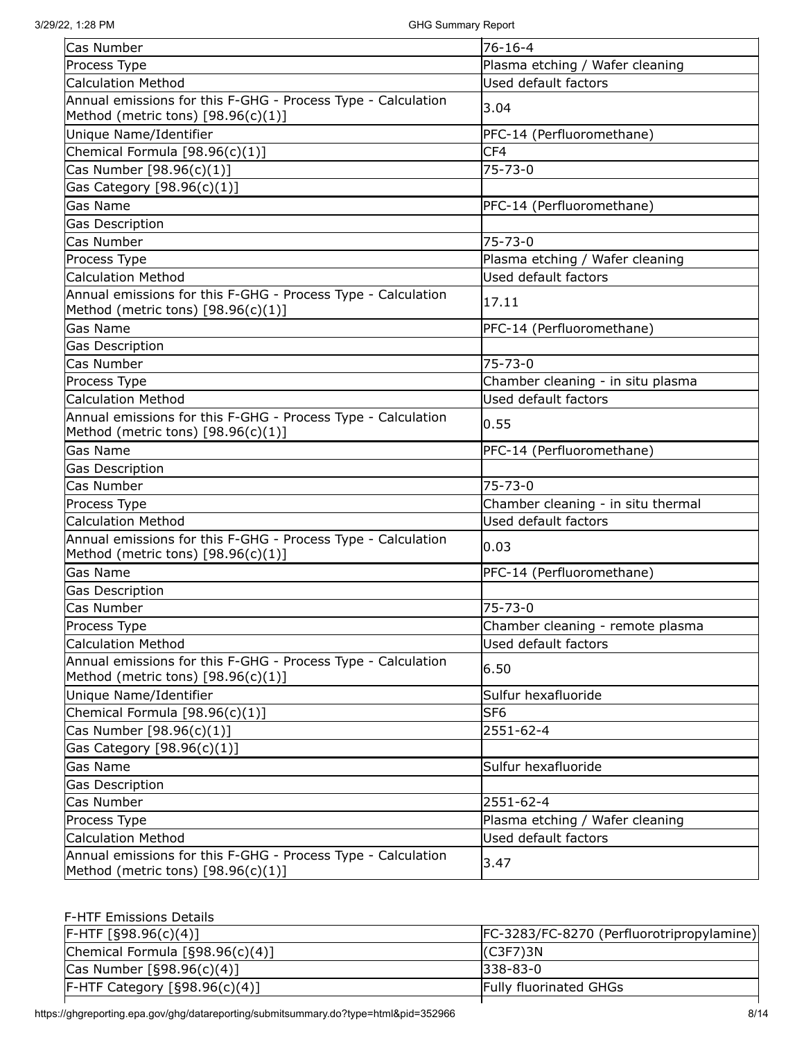| | |
|---|---|
| Cas Number | 76-16-4 |
| Process Type | Plasma etching / Wafer cleaning |
| Calculation Method | Used default factors |
| Annual emissions for this F-GHG - Process Type - Calculation Method (metric tons) [98.96(c)(1)] | 3.04 |
| Unique Name/Identifier | PFC-14 (Perfluoromethane) |
| Chemical Formula [98.96(c)(1)] | CF4 |
| Cas Number [98.96(c)(1)] | 75-73-0 |
| Gas Category [98.96(c)(1)] | |
| Gas Name | PFC-14 (Perfluoromethane) |
| Gas Description | |
| Cas Number | 75-73-0 |
| Process Type | Plasma etching / Wafer cleaning |
| Calculation Method | Used default factors |
| Annual emissions for this F-GHG - Process Type - Calculation Method (metric tons) [98.96(c)(1)] | 17.11 |
| Gas Name | PFC-14 (Perfluoromethane) |
| Gas Description | |
| Cas Number | 75-73-0 |
| Process Type | Chamber cleaning - in situ plasma |
| Calculation Method | Used default factors |
| Annual emissions for this F-GHG - Process Type - Calculation Method (metric tons) [98.96(c)(1)] | 0.55 |
| Gas Name | PFC-14 (Perfluoromethane) |
| Gas Description | |
| Cas Number | 75-73-0 |
| Process Type | Chamber cleaning - in situ thermal |
| Calculation Method | Used default factors |
| Annual emissions for this F-GHG - Process Type - Calculation Method (metric tons) [98.96(c)(1)] | 0.03 |
| Gas Name | PFC-14 (Perfluoromethane) |
| Gas Description | |
| Cas Number | 75-73-0 |
| Process Type | Chamber cleaning - remote plasma |
| Calculation Method | Used default factors |
| Annual emissions for this F-GHG - Process Type - Calculation Method (metric tons) [98.96(c)(1)] | 6.50 |
| Unique Name/Identifier | Sulfur hexafluoride |
| Chemical Formula [98.96(c)(1)] | SF6 |
| Cas Number [98.96(c)(1)] | 2551-62-4 |
| Gas Category [98.96(c)(1)] | |
| Gas Name | Sulfur hexafluoride |
| Gas Description | |
| Cas Number | 2551-62-4 |
| Process Type | Plasma etching / Wafer cleaning |
| Calculation Method | Used default factors |
| Annual emissions for this F-GHG - Process Type - Calculation Method (metric tons) [98.96(c)(1)] | 3.47 |

F-HTF Emissions Details

| | |
|---|---|
| F-HTF [§98.96(c)(4)] | FC-3283/FC-8270 (Perfluorotripropylamine) |
| Chemical Formula [§98.96(c)(4)] | (C3F7)3N |
| Cas Number [§98.96(c)(4)] | 338-83-0 |
| F-HTF Category [§98.96(c)(4)] | Fully fluorinated GHGs |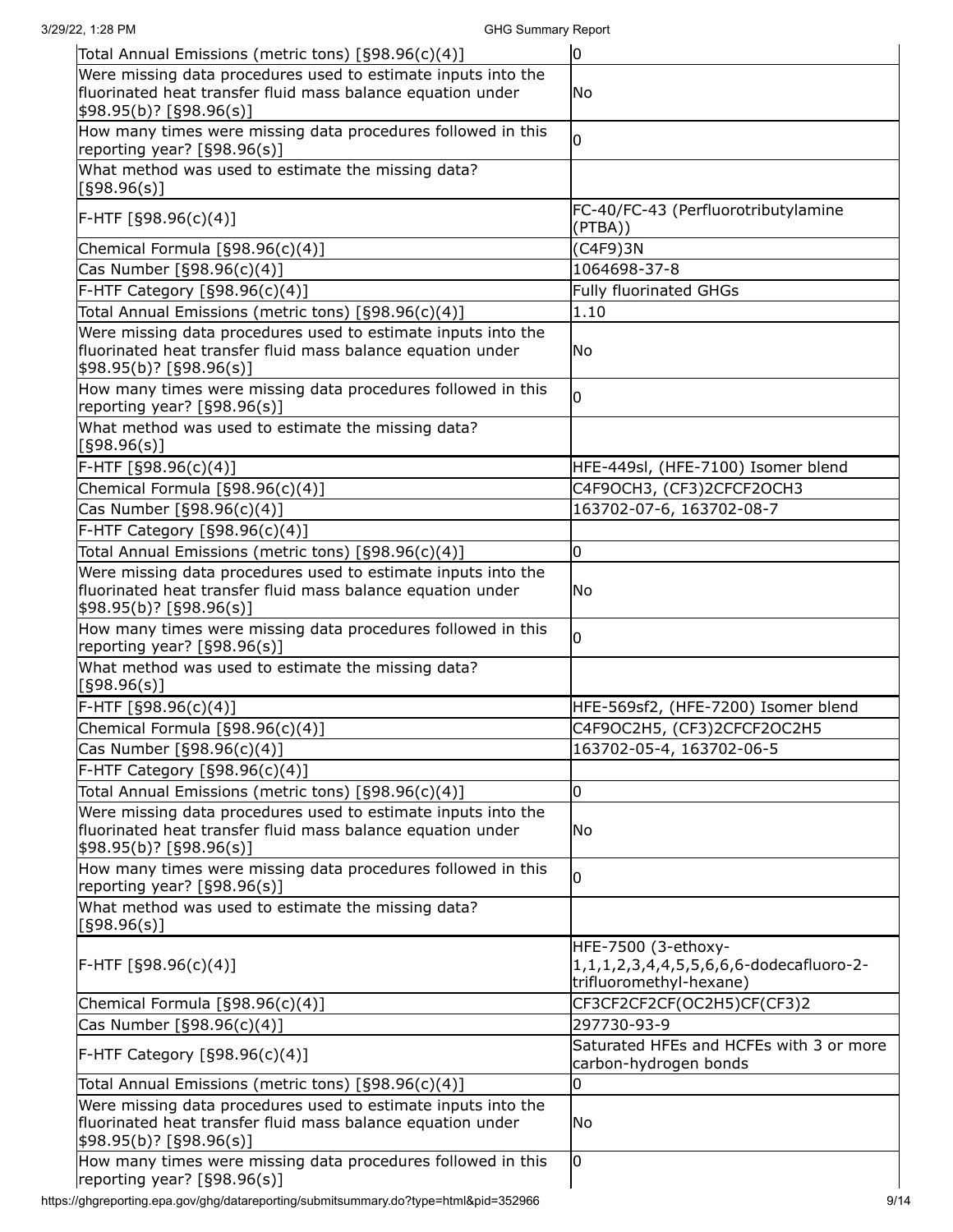| | |
|---|---|
| Total Annual Emissions (metric tons) [§98.96(c)(4)] | 0 |
| Were missing data procedures used to estimate inputs into the fluorinated heat transfer fluid mass balance equation under $98.95(b)? [§98.96(s)] | No |
| How many times were missing data procedures followed in this reporting year? [§98.96(s)] | 0 |
| What method was used to estimate the missing data? [§98.96(s)] | |
| F-HTF [§98.96(c)(4)] | FC-40/FC-43 (Perfluorotributylamine (PTBA)) |
| Chemical Formula [§98.96(c)(4)] | (C4F9)3N |
| Cas Number [§98.96(c)(4)] | 1064698-37-8 |
| F-HTF Category [§98.96(c)(4)] | Fully fluorinated GHGs |
| Total Annual Emissions (metric tons) [§98.96(c)(4)] | 1.10 |
| Were missing data procedures used to estimate inputs into the fluorinated heat transfer fluid mass balance equation under $98.95(b)? [§98.96(s)] | No |
| How many times were missing data procedures followed in this reporting year? [§98.96(s)] | 0 |
| What method was used to estimate the missing data? [§98.96(s)] | |
| F-HTF [§98.96(c)(4)] | HFE-449sl, (HFE-7100) Isomer blend |
| Chemical Formula [§98.96(c)(4)] | C4F9OCH3, (CF3)2CFCF2OCH3 |
| Cas Number [§98.96(c)(4)] | 163702-07-6, 163702-08-7 |
| F-HTF Category [§98.96(c)(4)] | |
| Total Annual Emissions (metric tons) [§98.96(c)(4)] | 0 |
| Were missing data procedures used to estimate inputs into the fluorinated heat transfer fluid mass balance equation under $98.95(b)? [§98.96(s)] | No |
| How many times were missing data procedures followed in this reporting year? [§98.96(s)] | 0 |
| What method was used to estimate the missing data? [§98.96(s)] | |
| F-HTF [§98.96(c)(4)] | HFE-569sf2, (HFE-7200) Isomer blend |
| Chemical Formula [§98.96(c)(4)] | C4F9OC2H5, (CF3)2CFCF2OC2H5 |
| Cas Number [§98.96(c)(4)] | 163702-05-4, 163702-06-5 |
| F-HTF Category [§98.96(c)(4)] | |
| Total Annual Emissions (metric tons) [§98.96(c)(4)] | 0 |
| Were missing data procedures used to estimate inputs into the fluorinated heat transfer fluid mass balance equation under $98.95(b)? [§98.96(s)] | No |
| How many times were missing data procedures followed in this reporting year? [§98.96(s)] | 0 |
| What method was used to estimate the missing data? [§98.96(s)] | |
| F-HTF [§98.96(c)(4)] | HFE-7500 (3-ethoxy-1,1,1,2,3,4,4,5,5,6,6,6-dodecafluoro-2-trifluoromethyl-hexane) |
| Chemical Formula [§98.96(c)(4)] | CF3CF2CF2CF(OC2H5)CF(CF3)2 |
| Cas Number [§98.96(c)(4)] | 297730-93-9 |
| F-HTF Category [§98.96(c)(4)] | Saturated HFEs and HCFEs with 3 or more carbon-hydrogen bonds |
| Total Annual Emissions (metric tons) [§98.96(c)(4)] | 0 |
| Were missing data procedures used to estimate inputs into the fluorinated heat transfer fluid mass balance equation under $98.95(b)? [§98.96(s)] | No |
| How many times were missing data procedures followed in this reporting year? [§98.96(s)] | 0 |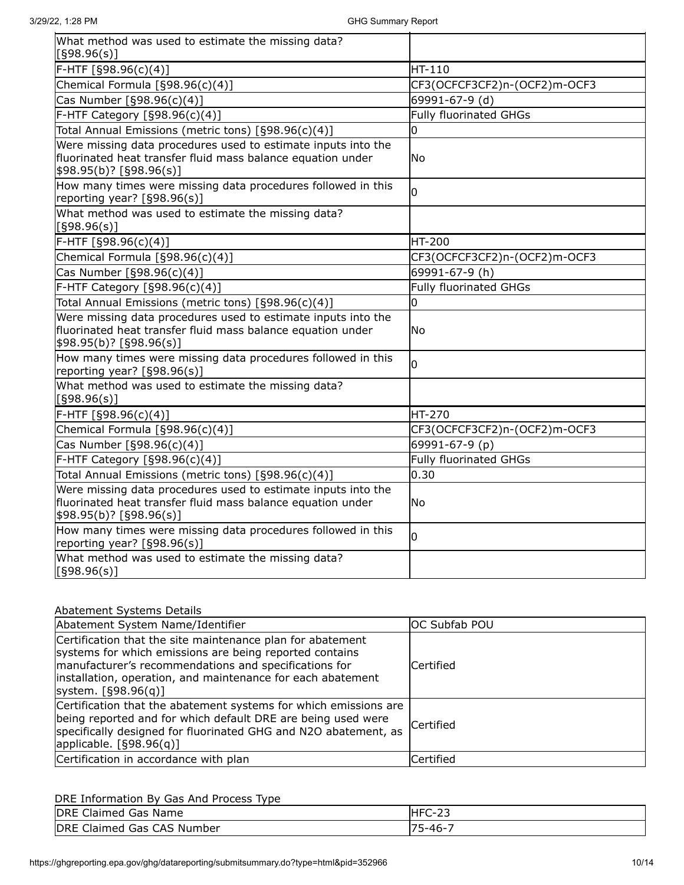| What method was used to estimate the missing data? [§98.96(s)] | |
| --- | --- |
| F-HTF [§98.96(c)(4)] | HT-110 |
| Chemical Formula [§98.96(c)(4)] | CF3(OCFCF3CF2)n-(OCF2)m-OCF3 |
| Cas Number [§98.96(c)(4)] | 69991-67-9 (d) |
| F-HTF Category [§98.96(c)(4)] | Fully fluorinated GHGs |
| Total Annual Emissions (metric tons) [§98.96(c)(4)] | 0 |
| Were missing data procedures used to estimate inputs into the fluorinated heat transfer fluid mass balance equation under $98.95(b)? [§98.96(s)] | No |
| How many times were missing data procedures followed in this reporting year? [§98.96(s)] | 0 |
| What method was used to estimate the missing data? [§98.96(s)] | |
| F-HTF [§98.96(c)(4)] | HT-200 |
| Chemical Formula [§98.96(c)(4)] | CF3(OCFCF3CF2)n-(OCF2)m-OCF3 |
| Cas Number [§98.96(c)(4)] | 69991-67-9 (h) |
| F-HTF Category [§98.96(c)(4)] | Fully fluorinated GHGs |
| Total Annual Emissions (metric tons) [§98.96(c)(4)] | 0 |
| Were missing data procedures used to estimate inputs into the fluorinated heat transfer fluid mass balance equation under $98.95(b)? [§98.96(s)] | No |
| How many times were missing data procedures followed in this reporting year? [§98.96(s)] | 0 |
| What method was used to estimate the missing data? [§98.96(s)] | |
| F-HTF [§98.96(c)(4)] | HT-270 |
| Chemical Formula [§98.96(c)(4)] | CF3(OCFCF3CF2)n-(OCF2)m-OCF3 |
| Cas Number [§98.96(c)(4)] | 69991-67-9 (p) |
| F-HTF Category [§98.96(c)(4)] | Fully fluorinated GHGs |
| Total Annual Emissions (metric tons) [§98.96(c)(4)] | 0.30 |
| Were missing data procedures used to estimate inputs into the fluorinated heat transfer fluid mass balance equation under $98.95(b)? [§98.96(s)] | No |
| How many times were missing data procedures followed in this reporting year? [§98.96(s)] | 0 |
| What method was used to estimate the missing data? [§98.96(s)] | |

Abatement Systems Details

| Abatement System Name/Identifier | OC Subfab POU |
| --- | --- |
| Certification that the site maintenance plan for abatement systems for which emissions are being reported contains manufacturer's recommendations and specifications for installation, operation, and maintenance for each abatement system. [§98.96(q)] | Certified |
| Certification that the abatement systems for which emissions are being reported and for which default DRE are being used were specifically designed for fluorinated GHG and N2O abatement, as applicable. [§98.96(q)] | Certified |
| Certification in accordance with plan | Certified |

DRE Information By Gas And Process Type

| DRE Claimed Gas Name | HFC-23 |
| --- | --- |
| DRE Claimed Gas CAS Number | 75-46-7 |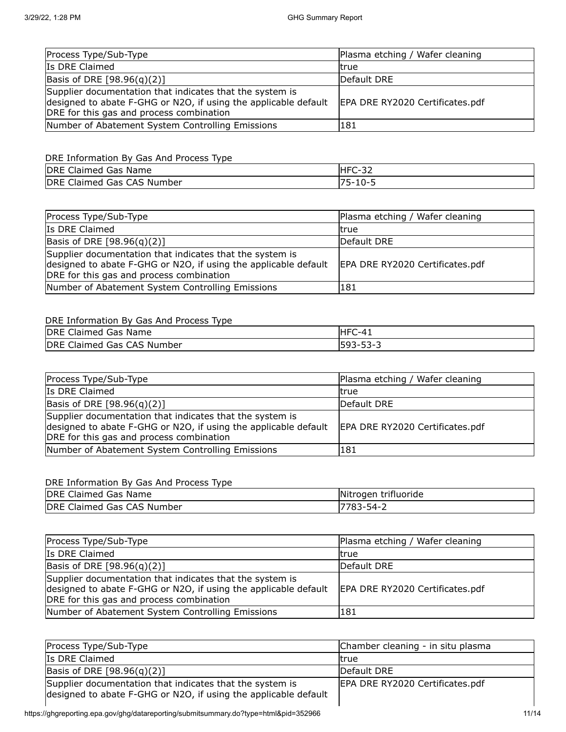| Process Type/Sub-Type | Plasma etching / Wafer cleaning |
|---|---|
| Is DRE Claimed | true |
| Basis of DRE [98.96(q)(2)] | Default DRE |
| Supplier documentation that indicates that the system is designed to abate F-GHG or N2O, if using the applicable default DRE for this gas and process combination | EPA DRE RY2020 Certificates.pdf |
| Number of Abatement System Controlling Emissions | 181 |

DRE Information By Gas And Process Type

| DRE Claimed Gas Name | HFC-32 |
|---|---|
| DRE Claimed Gas CAS Number | 75-10-5 |

| Process Type/Sub-Type | Plasma etching / Wafer cleaning |
|---|---|
| Is DRE Claimed | true |
| Basis of DRE [98.96(q)(2)] | Default DRE |
| Supplier documentation that indicates that the system is designed to abate F-GHG or N2O, if using the applicable default DRE for this gas and process combination | EPA DRE RY2020 Certificates.pdf |
| Number of Abatement System Controlling Emissions | 181 |

DRE Information By Gas And Process Type

| DRE Claimed Gas Name | HFC-41 |
|---|---|
| DRE Claimed Gas CAS Number | 593-53-3 |

| Process Type/Sub-Type | Plasma etching / Wafer cleaning |
|---|---|
| Is DRE Claimed | true |
| Basis of DRE [98.96(q)(2)] | Default DRE |
| Supplier documentation that indicates that the system is designed to abate F-GHG or N2O, if using the applicable default DRE for this gas and process combination | EPA DRE RY2020 Certificates.pdf |
| Number of Abatement System Controlling Emissions | 181 |

DRE Information By Gas And Process Type

| DRE Claimed Gas Name | Nitrogen trifluoride |
|---|---|
| DRE Claimed Gas CAS Number | 7783-54-2 |

| Process Type/Sub-Type | Plasma etching / Wafer cleaning |
|---|---|
| Is DRE Claimed | true |
| Basis of DRE [98.96(q)(2)] | Default DRE |
| Supplier documentation that indicates that the system is designed to abate F-GHG or N2O, if using the applicable default DRE for this gas and process combination | EPA DRE RY2020 Certificates.pdf |
| Number of Abatement System Controlling Emissions | 181 |

| Process Type/Sub-Type | Chamber cleaning - in situ plasma |
|---|---|
| Is DRE Claimed | true |
| Basis of DRE [98.96(q)(2)] | Default DRE |
| Supplier documentation that indicates that the system is designed to abate F-GHG or N2O, if using the applicable default | EPA DRE RY2020 Certificates.pdf |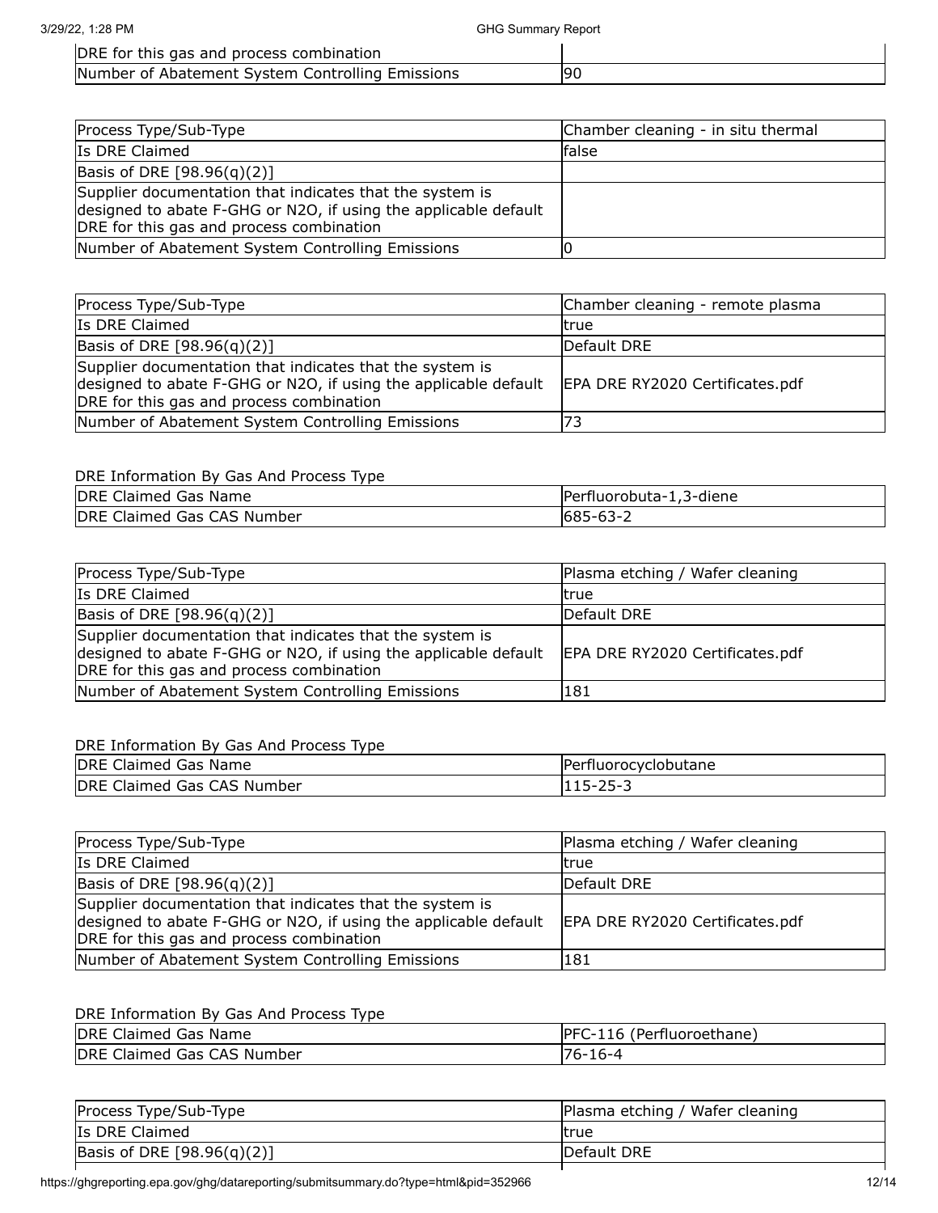| DRE for this gas and process combination | |
|---|---|
| Number of Abatement System Controlling Emissions | 90 |

| Process Type/Sub-Type | Chamber cleaning - in situ thermal |
|---|---|
| Is DRE Claimed | false |
| Basis of DRE [98.96(q)(2)] | |
| Supplier documentation that indicates that the system is designed to abate F-GHG or N2O, if using the applicable default DRE for this gas and process combination | |
| Number of Abatement System Controlling Emissions | 0 |

| Process Type/Sub-Type | Chamber cleaning - remote plasma |
|---|---|
| Is DRE Claimed | true |
| Basis of DRE [98.96(q)(2)] | Default DRE |
| Supplier documentation that indicates that the system is designed to abate F-GHG or N2O, if using the applicable default DRE for this gas and process combination | EPA DRE RY2020 Certificates.pdf |
| Number of Abatement System Controlling Emissions | 73 |

DRE Information By Gas And Process Type

| DRE Claimed Gas Name | Perfluorobuta-1,3-diene |
|---|---|
| DRE Claimed Gas CAS Number | 685-63-2 |

| Process Type/Sub-Type | Plasma etching / Wafer cleaning |
|---|---|
| Is DRE Claimed | true |
| Basis of DRE [98.96(q)(2)] | Default DRE |
| Supplier documentation that indicates that the system is designed to abate F-GHG or N2O, if using the applicable default DRE for this gas and process combination | EPA DRE RY2020 Certificates.pdf |
| Number of Abatement System Controlling Emissions | 181 |

DRE Information By Gas And Process Type

| DRE Claimed Gas Name | Perfluorocyclobutane |
|---|---|
| DRE Claimed Gas CAS Number | 115-25-3 |

| Process Type/Sub-Type | Plasma etching / Wafer cleaning |
|---|---|
| Is DRE Claimed | true |
| Basis of DRE [98.96(q)(2)] | Default DRE |
| Supplier documentation that indicates that the system is designed to abate F-GHG or N2O, if using the applicable default DRE for this gas and process combination | EPA DRE RY2020 Certificates.pdf |
| Number of Abatement System Controlling Emissions | 181 |

DRE Information By Gas And Process Type

| DRE Claimed Gas Name | PFC-116 (Perfluoroethane) |
|---|---|
| DRE Claimed Gas CAS Number | 76-16-4 |

| Process Type/Sub-Type | Plasma etching / Wafer cleaning |
|---|---|
| Is DRE Claimed | true |
| Basis of DRE [98.96(q)(2)] | Default DRE |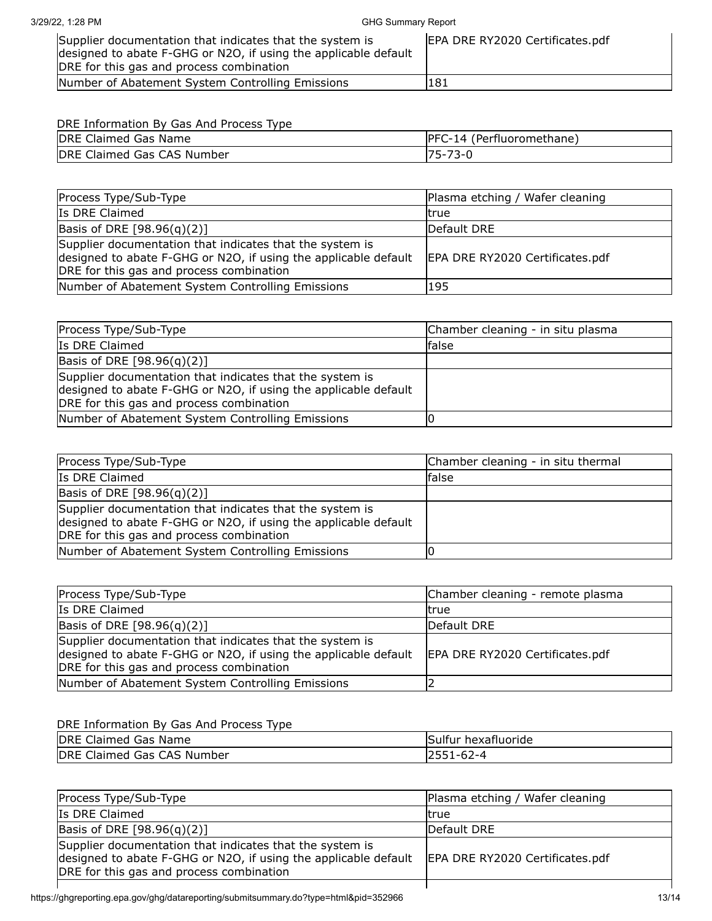| | |
|---|---|
| Supplier documentation that indicates that the system is designed to abate F-GHG or N2O, if using the applicable default DRE for this gas and process combination | EPA DRE RY2020 Certificates.pdf |
| Number of Abatement System Controlling Emissions | 181 |

DRE Information By Gas And Process Type

| | |
|---|---|
| DRE Claimed Gas Name | PFC-14 (Perfluoromethane) |
| DRE Claimed Gas CAS Number | 75-73-0 |

| | |
|---|---|
| Process Type/Sub-Type | Plasma etching / Wafer cleaning |
| Is DRE Claimed | true |
| Basis of DRE [98.96(q)(2)] | Default DRE |
| Supplier documentation that indicates that the system is designed to abate F-GHG or N2O, if using the applicable default DRE for this gas and process combination | EPA DRE RY2020 Certificates.pdf |
| Number of Abatement System Controlling Emissions | 195 |

| | |
|---|---|
| Process Type/Sub-Type | Chamber cleaning - in situ plasma |
| Is DRE Claimed | false |
| Basis of DRE [98.96(q)(2)] | |
| Supplier documentation that indicates that the system is designed to abate F-GHG or N2O, if using the applicable default DRE for this gas and process combination | |
| Number of Abatement System Controlling Emissions | 0 |

| | |
|---|---|
| Process Type/Sub-Type | Chamber cleaning - in situ thermal |
| Is DRE Claimed | false |
| Basis of DRE [98.96(q)(2)] | |
| Supplier documentation that indicates that the system is designed to abate F-GHG or N2O, if using the applicable default DRE for this gas and process combination | |
| Number of Abatement System Controlling Emissions | 0 |

| | |
|---|---|
| Process Type/Sub-Type | Chamber cleaning - remote plasma |
| Is DRE Claimed | true |
| Basis of DRE [98.96(q)(2)] | Default DRE |
| Supplier documentation that indicates that the system is designed to abate F-GHG or N2O, if using the applicable default DRE for this gas and process combination | EPA DRE RY2020 Certificates.pdf |
| Number of Abatement System Controlling Emissions | 2 |

DRE Information By Gas And Process Type

| | |
|---|---|
| DRE Claimed Gas Name | Sulfur hexafluoride |
| DRE Claimed Gas CAS Number | 2551-62-4 |

| | |
|---|---|
| Process Type/Sub-Type | Plasma etching / Wafer cleaning |
| Is DRE Claimed | true |
| Basis of DRE [98.96(q)(2)] | Default DRE |
| Supplier documentation that indicates that the system is designed to abate F-GHG or N2O, if using the applicable default DRE for this gas and process combination | EPA DRE RY2020 Certificates.pdf |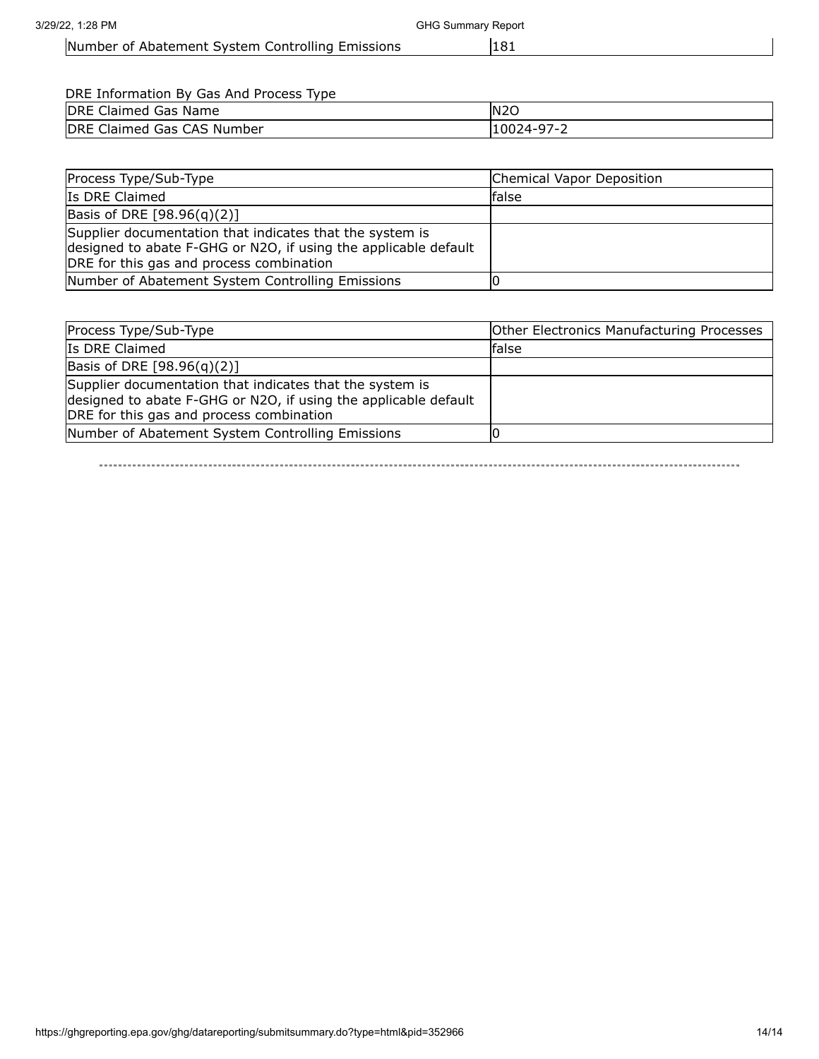| | |
|---|---|
| Number of Abatement System Controlling Emissions | 181 |

DRE Information By Gas And Process Type

| | |
|---|---|
| DRE Claimed Gas Name | N2O |
| DRE Claimed Gas CAS Number | 10024-97-2 |

| | |
|---|---|
| Process Type/Sub-Type | Chemical Vapor Deposition |
| Is DRE Claimed | false |
| Basis of DRE [98.96(q)(2)] | |
| Supplier documentation that indicates that the system is designed to abate F-GHG or N2O, if using the applicable default DRE for this gas and process combination | |
| Number of Abatement System Controlling Emissions | 0 |

| | |
|---|---|
| Process Type/Sub-Type | Other Electronics Manufacturing Processes |
| Is DRE Claimed | false |
| Basis of DRE [98.96(q)(2)] | |
| Supplier documentation that indicates that the system is designed to abate F-GHG or N2O, if using the applicable default DRE for this gas and process combination | |
| Number of Abatement System Controlling Emissions | 0 |